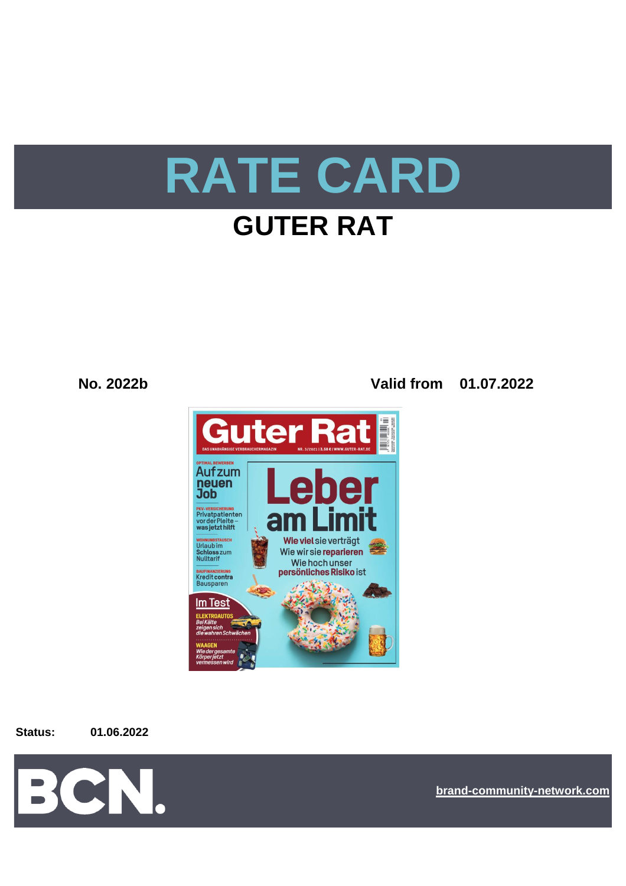# RATE CARD

## GUTER RAT

**No. 2022b** **Valid from 01.07.2022**

**Status:** **01.06.2022**

BCN.

brand-community-network.com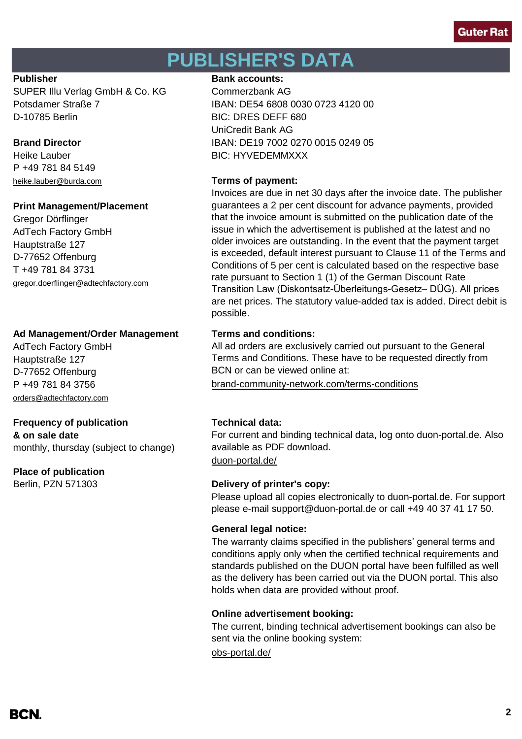# PUBLISHER'S DATA

**Publisher**
SUPER Illu Verlag GmbH & Co. KG
Potsdamer Straße 7
D-10785 Berlin

**Brand Director**
Heike Lauber
P +49 781 84 5149
heike.lauber@burda.com

**Print Management/Placement**
Gregor Dörflinger
AdTech Factory GmbH
Hauptstraße 127
D-77652 Offenburg
T +49 781 84 3731
gregor.doerflinger@adtechfactory.com

**Ad Management/Order Management**
AdTech Factory GmbH
Hauptstraße 127
D-77652 Offenburg
P +49 781 84 3756
orders@adtechfactory.com

**Frequency of publication & on sale date**
monthly, thursday (subject to change)

**Place of publication**
Berlin, PZN 571303

**Bank accounts:**
Commerzbank AG
IBAN: DE54 6808 0030 0723 4120 00
BIC: DRES DEFF 680
UniCredit Bank AG
IBAN: DE19 7002 0270 0015 0249 05
BIC: HYVEDEMMXXX

**Terms of payment:**
Invoices are due in net 30 days after the invoice date. The publisher guarantees a 2 per cent discount for advance payments, provided that the invoice amount is submitted on the publication date of the issue in which the advertisement is published at the latest and no older invoices are outstanding. In the event that the payment target is exceeded, default interest pursuant to Clause 11 of the Terms and Conditions of 5 per cent is calculated based on the respective base rate pursuant to Section 1 (1) of the German Discount Rate Transition Law (Diskontsatz-Überleitungs-Gesetz– DÜG). All prices are net prices. The statutory value-added tax is added. Direct debit is possible.

**Terms and conditions:**
All ad orders are exclusively carried out pursuant to the General Terms and Conditions. These have to be requested directly from BCN or can be viewed online at:
brand-community-network.com/terms-conditions

**Technical data:**
For current and binding technical data, log onto duon-portal.de. Also available as PDF download.
duon-portal.de/

**Delivery of printer's copy:**
Please upload all copies electronically to duon-portal.de. For support please e-mail support@duon-portal.de or call +49 40 37 41 17 50.

**General legal notice:**
The warranty claims specified in the publishers' general terms and conditions apply only when the certified technical requirements and standards published on the DUON portal have been fulfilled as well as the delivery has been carried out via the DUON portal. This also holds when data are provided without proof.

**Online advertisement booking:**
The current, binding technical advertisement bookings can also be sent via the online booking system:
obs-portal.de/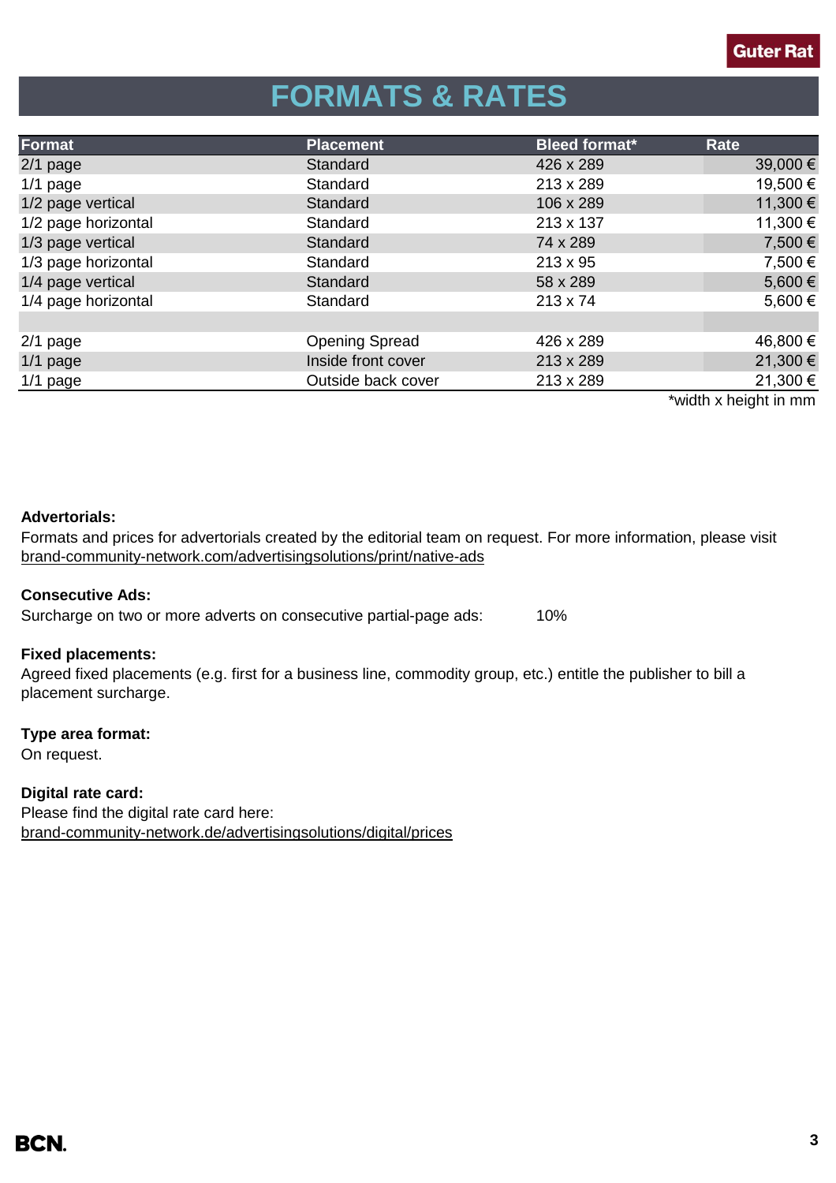# FORMATS & RATES

| Format | Placement | Bleed format* | Rate |
|---|---|---|---|
| 2/1 page | Standard | 426 x 289 | 39,000 € |
| 1/1 page | Standard | 213 x 289 | 19,500 € |
| 1/2 page vertical | Standard | 106 x 289 | 11,300 € |
| 1/2 page horizontal | Standard | 213 x 137 | 11,300 € |
| 1/3 page vertical | Standard | 74 x 289 | 7,500 € |
| 1/3 page horizontal | Standard | 213 x 95 | 7,500 € |
| 1/4 page vertical | Standard | 58 x 289 | 5,600 € |
| 1/4 page horizontal | Standard | 213 x 74 | 5,600 € |
| | | | |
| 2/1 page | Opening Spread | 426 x 289 | 46,800 € |
| 1/1 page | Inside front cover | 213 x 289 | 21,300 € |
| 1/1 page | Outside back cover | 213 x 289 | 21,300 € |

*width x height in mm

**Advertorials:**
Formats and prices for advertorials created by the editorial team on request. For more information, please visit brand-community-network.com/advertisingsolutions/print/native-ads

**Consecutive Ads:**
Surcharge on two or more adverts on consecutive partial-page ads: 10%

**Fixed placements:**
Agreed fixed placements (e.g. first for a business line, commodity group, etc.) entitle the publisher to bill a placement surcharge.

**Type area format:**
On request.

**Digital rate card:**
Please find the digital rate card here:
brand-community-network.de/advertisingsolutions/digital/prices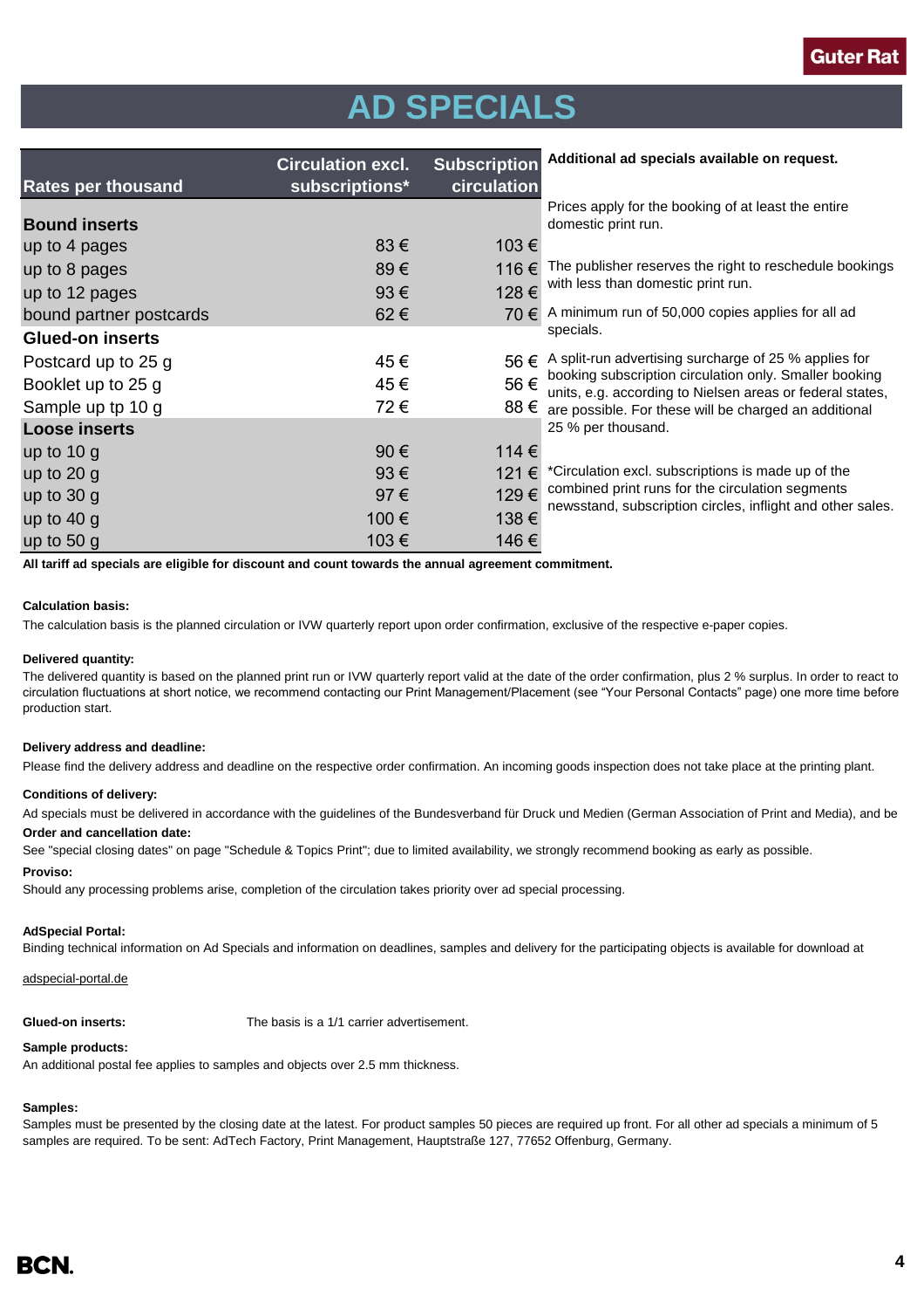# AD SPECIALS

| Rates per thousand | Circulation excl. subscriptions* | Subscription circulation |
|---|---|---|
| **Bound inserts** | | |
| up to 4 pages | 83 € | 103 € |
| up to 8 pages | 89 € | 116 € |
| up to 12 pages | 93 € | 128 € |
| bound partner postcards | 62 € | 70 € |
| **Glued-on inserts** | | |
| Postcard up to 25 g | 45 € | 56 € |
| Booklet up to 25 g | 45 € | 56 € |
| Sample up tp 10 g | 72 € | 88 € |
| **Loose inserts** | | |
| up to 10 g | 90 € | 114 € |
| up to 20 g | 93 € | 121 € |
| up to 30 g | 97 € | 129 € |
| up to 40 g | 100 € | 138 € |
| up to 50 g | 103 € | 146 € |

**Additional ad specials available on request.**

Prices apply for the booking of at least the entire domestic print run.

The publisher reserves the right to reschedule bookings with less than domestic print run.

A minimum run of 50,000 copies applies for all ad specials.

A split-run advertising surcharge of 25 % applies for booking subscription circulation only. Smaller booking units, e.g. according to Nielsen areas or federal states, are possible. For these will be charged an additional 25 % per thousand.

*Circulation excl. subscriptions is made up of the combined print runs for the circulation segments newsstand, subscription circles, inflight and other sales.

**All tariff ad specials are eligible for discount and count towards the annual agreement commitment.**

**Calculation basis:**

The calculation basis is the planned circulation or IVW quarterly report upon order confirmation, exclusive of the respective e-paper copies.

**Delivered quantity:**

The delivered quantity is based on the planned print run or IVW quarterly report valid at the date of the order confirmation, plus 2 % surplus. In order to react to circulation fluctuations at short notice, we recommend contacting our Print Management/Placement (see "Your Personal Contacts" page) one more time before production start.

**Delivery address and deadline:**

Please find the delivery address and deadline on the respective order confirmation. An incoming goods inspection does not take place at the printing plant.

**Conditions of delivery:**

Ad specials must be delivered in accordance with the guidelines of the Bundesverband für Druck und Medien (German Association of Print and Media), and be

**Order and cancellation date:**

See "special closing dates" on page "Schedule & Topics Print"; due to limited availability, we strongly recommend booking as early as possible.

**Proviso:**

Should any processing problems arise, completion of the circulation takes priority over ad special processing.

**AdSpecial Portal:**

Binding technical information on Ad Specials and information on deadlines, samples and delivery for the participating objects is available for download at

adspecial-portal.de

**Glued-on inserts:** The basis is a 1/1 carrier advertisement.

**Sample products:**

An additional postal fee applies to samples and objects over 2.5 mm thickness.

**Samples:**

Samples must be presented by the closing date at the latest. For product samples 50 pieces are required up front. For all other ad specials a minimum of 5 samples are required. To be sent: AdTech Factory, Print Management, Hauptstraße 127, 77652 Offenburg, Germany.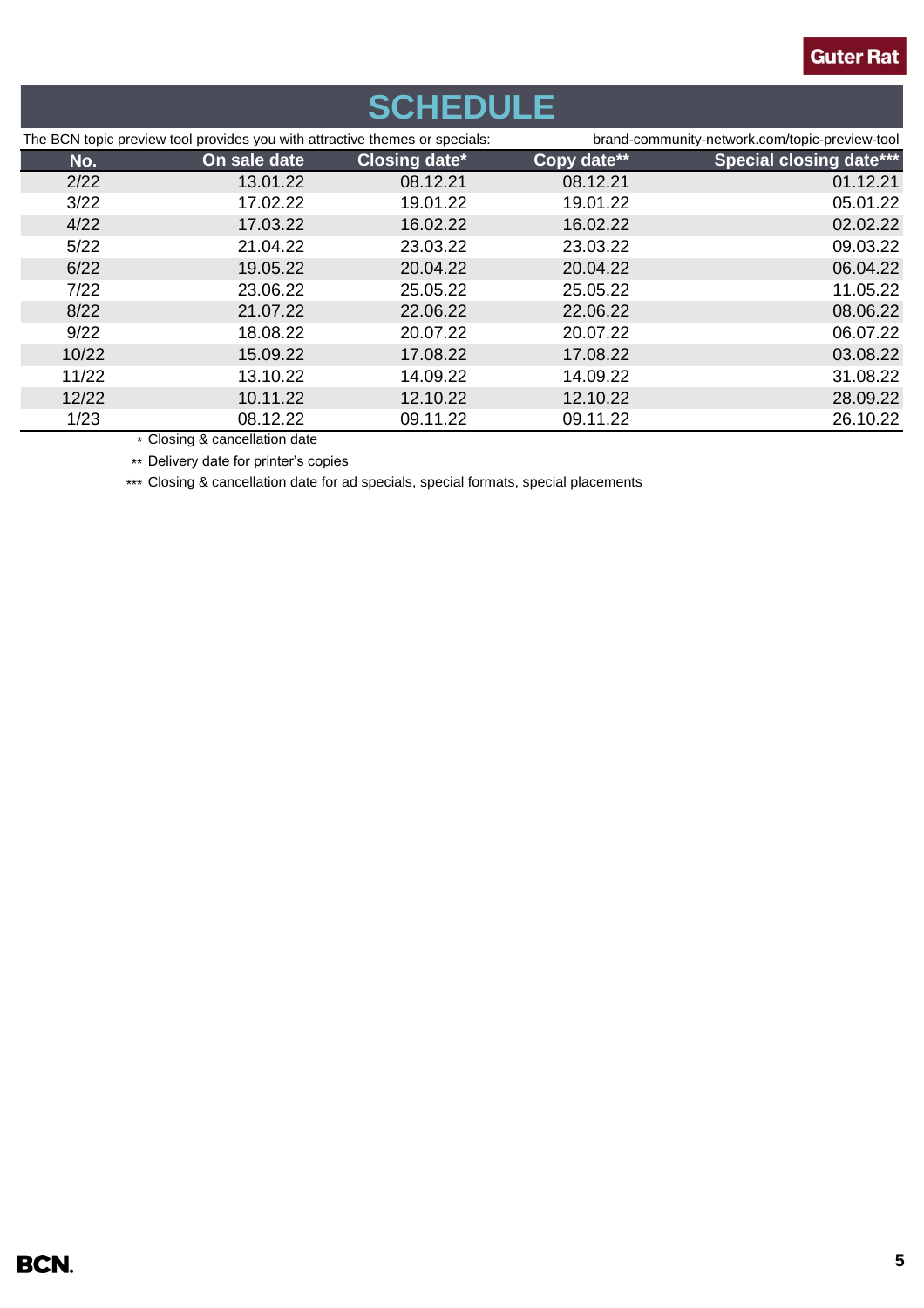Guter Rat

# SCHEDULE

The BCN topic preview tool provides you with attractive themes or specials: brand-community-network.com/topic-preview-tool

| No. | On sale date | Closing date* | Copy date** | Special closing date*** |
|---|---|---|---|---|
| 2/22 | 13.01.22 | 08.12.21 | 08.12.21 | 01.12.21 |
| 3/22 | 17.02.22 | 19.01.22 | 19.01.22 | 05.01.22 |
| 4/22 | 17.03.22 | 16.02.22 | 16.02.22 | 02.02.22 |
| 5/22 | 21.04.22 | 23.03.22 | 23.03.22 | 09.03.22 |
| 6/22 | 19.05.22 | 20.04.22 | 20.04.22 | 06.04.22 |
| 7/22 | 23.06.22 | 25.05.22 | 25.05.22 | 11.05.22 |
| 8/22 | 21.07.22 | 22.06.22 | 22.06.22 | 08.06.22 |
| 9/22 | 18.08.22 | 20.07.22 | 20.07.22 | 06.07.22 |
| 10/22 | 15.09.22 | 17.08.22 | 17.08.22 | 03.08.22 |
| 11/22 | 13.10.22 | 14.09.22 | 14.09.22 | 31.08.22 |
| 12/22 | 10.11.22 | 12.10.22 | 12.10.22 | 28.09.22 |
| 1/23 | 08.12.22 | 09.11.22 | 09.11.22 | 26.10.22 |

\* Closing & cancellation date

\*\* Delivery date for printer's copies

\*\*\* Closing & cancellation date for ad specials, special formats, special placements

BCN.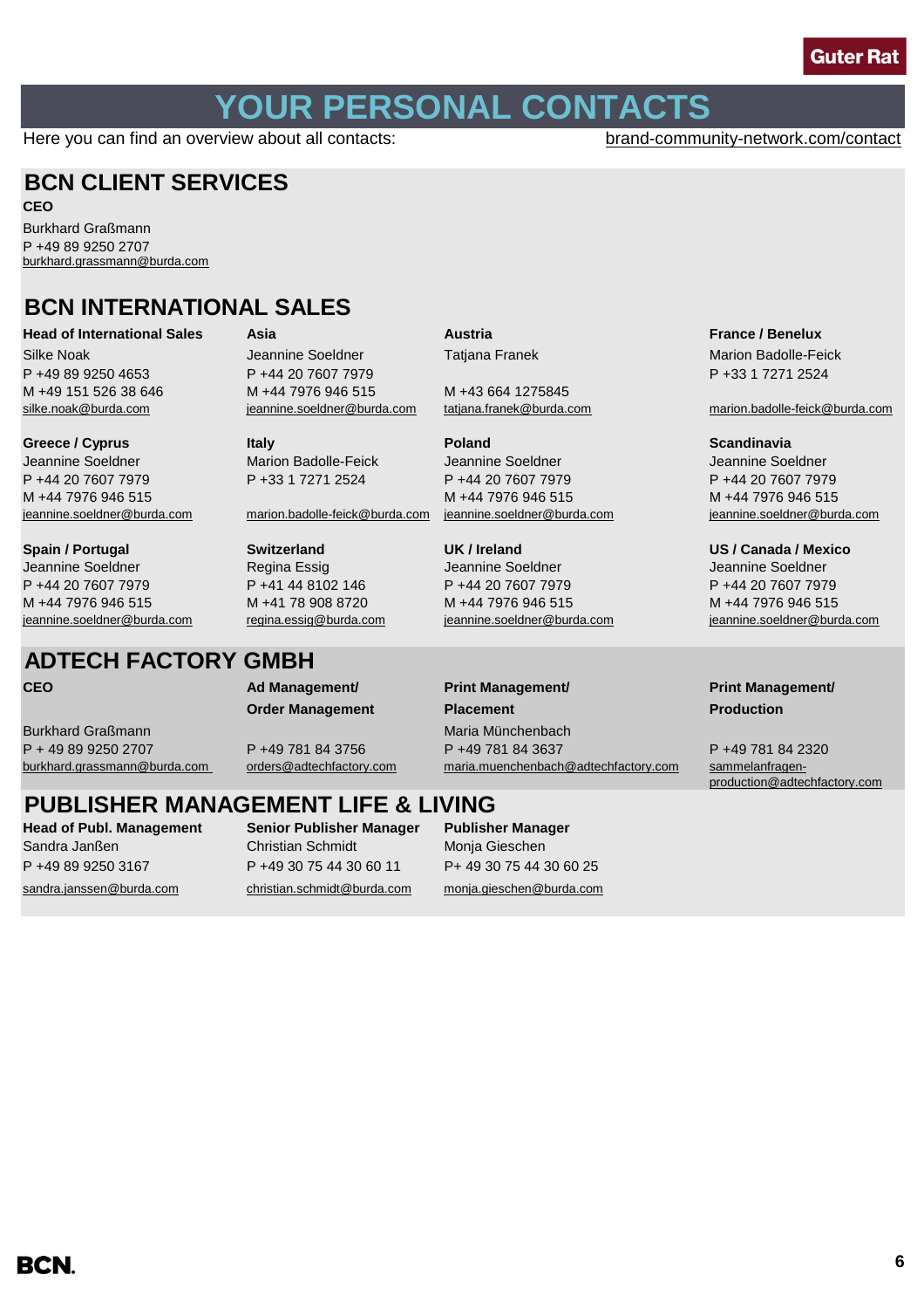Guter Rat

# YOUR PERSONAL CONTACTS

Here you can find an overview about all contacts: brand-community-network.com/contact

## BCN CLIENT SERVICES

**CEO**
Burkhard Graßmann
P +49 89 9250 2707
burkhard.grassmann@burda.com

## BCN INTERNATIONAL SALES

**Head of International Sales**
Silke Noak
P +49 89 9250 4653
M +49 151 526 38 646
silke.noak@burda.com

**Asia**
Jeannine Soeldner
P +44 20 7607 7979
M +44 7976 946 515
jeannine.soeldner@burda.com

**Austria**
Tatjana Franek
M +43 664 1275845
tatjana.franek@burda.com

**France / Benelux**
Marion Badolle-Feick
P +33 1 7271 2524
marion.badolle-feick@burda.com

**Greece / Cyprus**
Jeannine Soeldner
P +44 20 7607 7979
M +44 7976 946 515
jeannine.soeldner@burda.com

**Italy**
Marion Badolle-Feick
P +33 1 7271 2524
marion.badolle-feick@burda.com

**Poland**
Jeannine Soeldner
P +44 20 7607 7979
M +44 7976 946 515
jeannine.soeldner@burda.com

**Scandinavia**
Jeannine Soeldner
P +44 20 7607 7979
M +44 7976 946 515
jeannine.soeldner@burda.com

**Spain / Portugal**
Jeannine Soeldner
P +44 20 7607 7979
M +44 7976 946 515
jeannine.soeldner@burda.com

**Switzerland**
Regina Essig
P +41 44 8102 146
M +41 78 908 8720
regina.essig@burda.com

**UK / Ireland**
Jeannine Soeldner
P +44 20 7607 7979
M +44 7976 946 515
jeannine.soeldner@burda.com

**US / Canada / Mexico**
Jeannine Soeldner
P +44 20 7607 7979
M +44 7976 946 515
jeannine.soeldner@burda.com

## ADTECH FACTORY GMBH

**CEO**
Burkhard Graßmann
P + 49 89 9250 2707
burkhard.grassmann@burda.com

**Ad Management/ Order Management**
P +49 781 84 3756
orders@adtechfactory.com

**Print Management/ Placement**
Maria Münchenbach
P +49 781 84 3637
maria.muenchenbach@adtechfactory.com

**Print Management/ Production**
P +49 781 84 2320
sammelanfragen-production@adtechfactory.com

## PUBLISHER MANAGEMENT LIFE & LIVING

**Head of Publ. Management**
Sandra Janßen
P +49 89 9250 3167
sandra.janssen@burda.com

**Senior Publisher Manager**
Christian Schmidt
P +49 30 75 44 30 60 11
christian.schmidt@burda.com

**Publisher Manager**
Monja Gieschen
P+ 49 30 75 44 30 60 25
monja.gieschen@burda.com

BCN.